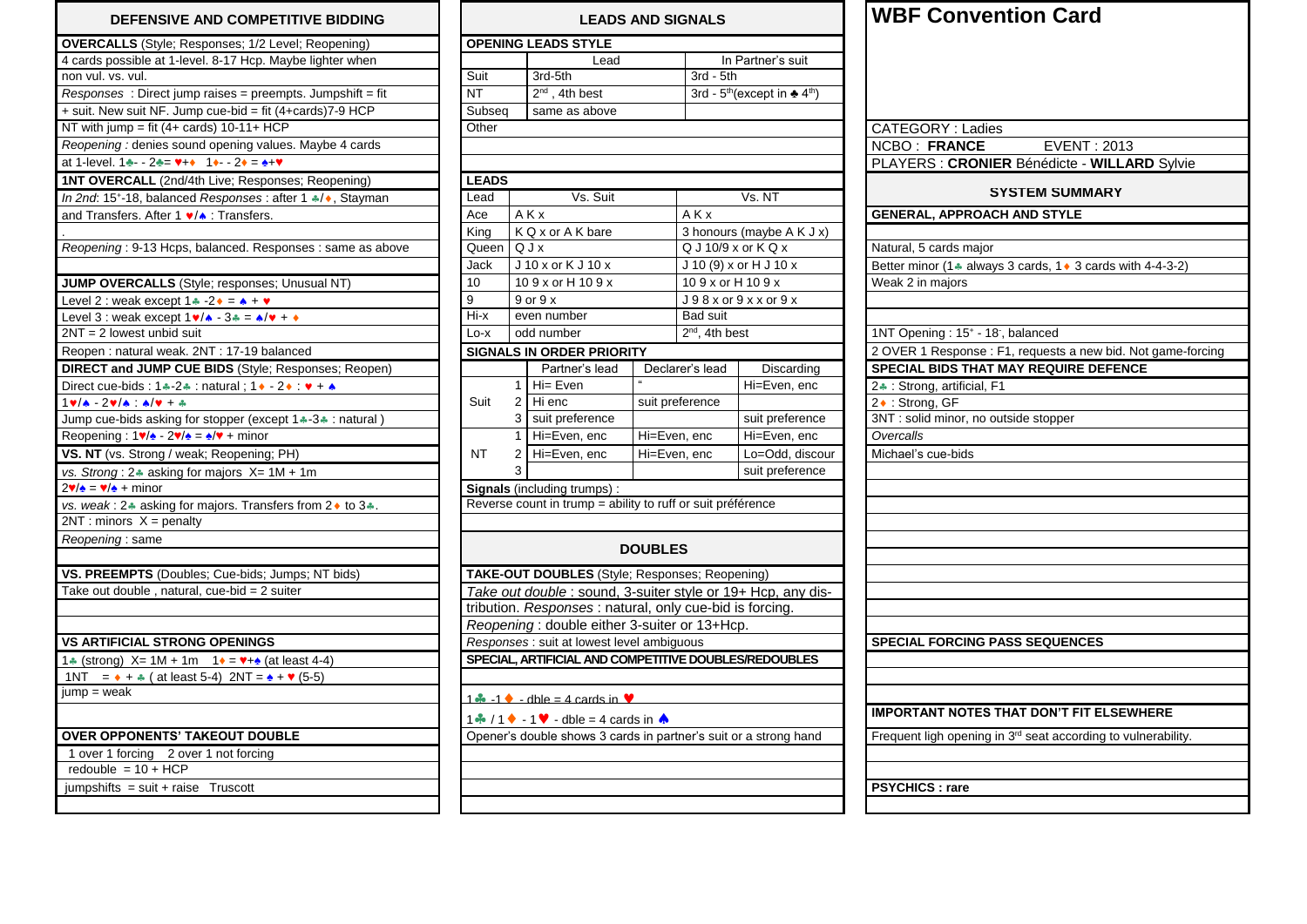# DEFENSIVE AND COMPETITIVE BIDDING

**OVERCALLS** (Style; Responses; 1/2 Level; Reopening)

4 cards possible at 1-level. 8-17 Hcp. Maybe lighter when non vul. vs. vul.

*Responses* : Direct jump raises = preempts. Jumpshift = fit + suit. New suit NF. Jump cue-bid = fit (4+cards)7-9 HCP

NT with jump = fit (4+ cards) 10-11+ HCP

*Reopening* : denies sound opening values. Maybe 4 cards at 1-level. 1♣ - 2♣= ♥+♦  1♦ - 2♦ = ♠+♥

**1NT OVERCALL** (2nd/4th Live; Responses; Reopening)

*In 2nd*: 15+-18, balanced *Responses* : after 1 ♣/♦, Stayman and Transfers. After 1 ♥/♠ : Transfers.

.

*Reopening* : 9-13 Hcps, balanced. Responses : same as above

**JUMP OVERCALLS** (Style; responses; Unusual NT)

Level 2 : weak except 1♣ -2♦ = ♠ + ♥

Level 3 : weak except 1♥/♠ - 3♣ = ♠/♥ + ♦

2NT = 2 lowest unbid suit

Reopen : natural weak. 2NT : 17-19 balanced

**DIRECT and JUMP CUE BIDS** (Style; Responses; Reopen)

Direct cue-bids : 1♣-2♣ : natural ; 1♦ - 2♦ : ♥ + ♠

1♥/♠ - 2♥/♠ : ♠/♥ + ♣

Jump cue-bids asking for stopper (except 1♣-3♣ : natural )

Reopening : 1♥/♠ - 2♥/♠ = ♠/♥ + minor

**VS. NT** (vs. Strong / weak; Reopening; PH)

*vs. Strong* : 2♣ asking for majors X= 1M + 1m

2♥/♠ = ♥/♠ + minor

*vs. weak* : 2♣ asking for majors. Transfers from 2♦ to 3♣.

2NT : minors X = penalty

*Reopening* : same

**VS. PREEMPTS** (Doubles; Cue-bids; Jumps; NT bids)

Take out double , natural, cue-bid = 2 suiter

**VS ARTIFICIAL STRONG OPENINGS**

1♣ (strong) X= 1M + 1m  1♦ = ♥+♠ (at least 4-4)

1NT = ♦ + ♣ ( at least 5-4) 2NT = ♠ + ♥ (5-5)

jump = weak

**OVER OPPONENTS' TAKEOUT DOUBLE**

1 over 1 forcing  2 over 1 not forcing

redouble = 10 + HCP

jumpshifts = suit + raise  Truscott

# LEADS AND SIGNALS

**OPENING LEADS STYLE**

| | Lead | In Partner's suit |
|---|---|---|
| Suit | 3rd-5th | 3rd - 5th |
| NT | 2nd , 4th best | 3rd - 5th(except in ♣ 4th) |
| Subseq | same as above | |
| Other | | |

**LEADS**

| Lead | Vs. Suit | Vs. NT |
|---|---|---|
| Ace | A K x | A K x |
| King | K Q x or A K bare | 3 honours (maybe A K J x) |
| Queen | Q J x | Q J 10/9 x or K Q x |
| Jack | J 10 x or K J 10 x | J 10 (9) x or H J 10 x |
| 10 | 10 9 x or H 10 9 x | 10 9 x or H 10 9 x |
| 9 | 9 or 9 x | J 9 8 x or 9 x x or 9 x |
| Hi-x | even number | Bad suit |
| Lo-x | odd number | 2nd, 4th best |

**SIGNALS IN ORDER PRIORITY**

| | | Partner's lead | Declarer's lead | Discarding |
|---|---|---|---|---|
| Suit | 1 | Hi= Even | " | Hi=Even, enc |
| | 2 | Hi enc | suit preference | |
| | 3 | suit preference | | suit preference |
| NT | 1 | Hi=Even, enc | Hi=Even, enc | Hi=Even, enc |
| | 2 | Hi=Even, enc | Hi=Even, enc | Lo=Odd, discour |
| | 3 | | | suit preference |

**Signals** (including trumps) :

Reverse count in trump = ability to ruff or suit préférence

## DOUBLES

**TAKE-OUT DOUBLES** (Style; Responses; Reopening)

*Take out double* : sound, 3-suiter style or 19+ Hcp, any distribution. *Responses* : natural, only cue-bid is forcing.

*Reopening* : double either 3-suiter or 13+Hcp.

*Responses* : suit at lowest level ambiguous

**SPECIAL, ARTIFICIAL AND COMPETITIVE DOUBLES/REDOUBLES**

1♣ -1♦ - dble = 4 cards in ♥

1♣ / 1♦ - 1♥ - dble = 4 cards in ♠

Opener's double shows 3 cards in partner's suit or a strong hand

# WBF Convention Card

CATEGORY : Ladies

NCBO : **FRANCE**  EVENT : 2013

PLAYERS : **CRONIER** Bénédicte - **WILLARD** Sylvie

## SYSTEM SUMMARY

**GENERAL, APPROACH AND STYLE**

Natural, 5 cards major

Better minor (1♣ always 3 cards, 1♦ 3 cards with 4-4-3-2)

Weak 2 in majors

1NT Opening : 15+ - 18-, balanced

2 OVER 1 Response : F1, requests a new bid. Not game-forcing

**SPECIAL BIDS THAT MAY REQUIRE DEFENCE**

2♣ : Strong, artificial, F1

2♦ : Strong, GF

3NT : solid minor, no outside stopper

*Overcalls*

Michael's cue-bids

**SPECIAL FORCING PASS SEQUENCES**

**IMPORTANT NOTES THAT DON'T FIT ELSEWHERE**

Frequent ligh opening in 3rd seat according to vulnerability.

**PSYCHICS : rare**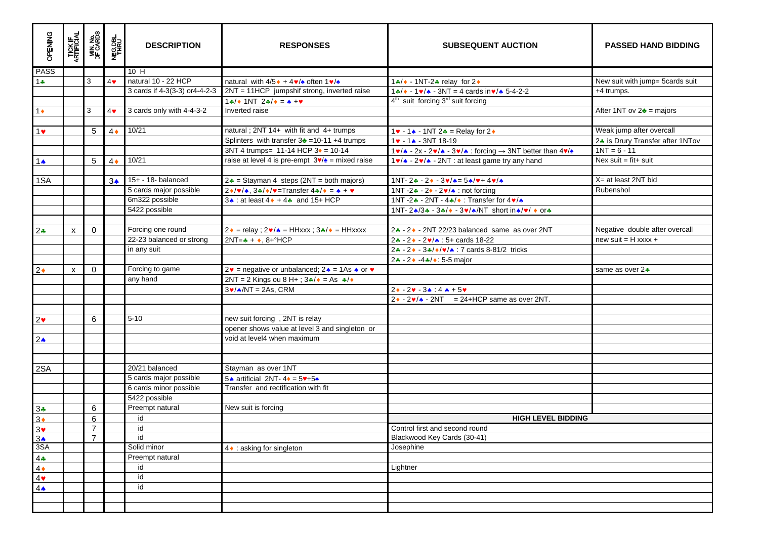| OPENING | TICK IF ARTIFICIAL | MIN. No. OF CARDS | NEG.DBL THRU | DESCRIPTION | RESPONSES | SUBSEQUENT AUCTION | PASSED HAND BIDDING |
|---|---|---|---|---|---|---|---|
| PASS | | | | 10 H | | | |
| 1♣ | | 3 | 4♥ | natural 10 - 22 HCP | natural with 4/5♦ + 4♥/♠ often 1♥/♠ | 1♣/♦ - 1NT-2♣ relay for 2♦ | New suit with jump= 5cards suit |
| | | | | 3 cards if 4-3(3-3) or4-4-2-3 | 2NT = 11HCP jumpshif strong, inverted raise | 1♣/♦ - 1♥/♠ - 3NT = 4 cards in♥/♠ 5-4-2-2 | +4 trumps. |
| | | | | | 1♣/♦ 1NT 2♣/♦ = ♠ +♥ | 4th suit forcing 3rd suit forcing | |
| 1♦ | | 3 | 4♥ | 3 cards only with 4-4-3-2 | Inverted raise | | After 1NT ov 2♣ = majors |
| | | | | | | | |
| 1♥ | | 5 | 4♦ | 10/21 | natural ; 2NT 14+ with fit and 4+ trumps | 1♥ - 1♠ - 1NT 2♣ = Relay for 2♦ | Weak jump after overcall |
| | | | | | Splinters with transfer 3♣ =10-11 +4 trumps | 1♥ - 1♠ - 3NT 18-19 | 2♣ is Drury Transfer after 1NTov |
| | | | | | 3NT 4 trumps= 11-14 HCP 3♦ = 10-14 | 1♥/♠ - 2x - 2♥/♠ - 3♥/♠ : forcing → 3NT better than 4♥/♠ | 1NT = 6 - 11 |
| 1♠ | | 5 | 4♦ | 10/21 | raise at level 4 is pre-empt 3♥/♠ = mixed raise | 1♥/♠ - 2♥/♠ - 2NT : at least game try any hand | Nex suit = fit+ suit |
| | | | | | | | |
| 1SA | | | 3♠ | 15+ - 18- balanced | 2♣ = Stayman 4 steps (2NT = both majors) | 1NT- 2♣ - 2♦ - 3♥/♠= 5♠/♥+ 4♥/♠ | X= at least 2NT bid |
| | | | | 5 cards major possible | 2♦/♥/♠, 3♣/♦/♥=Transfer 4♣/♦ = ♠ + ♥ | 1NT -2♣ - 2♦ - 2♥/♠ : not forcing | Rubenshol |
| | | | | 6m322 possible | 3♠ : at least 4♦ + 4♣ and 15+ HCP | 1NT -2♣ - 2NT - 4♣/♦ : Transfer for 4♥/♠ | |
| | | | | 5422 possible | | 1NT- 2♠/3♣ - 3♣/♦ - 3♥/♠/NT short in♠/♥/ ♦ or♣ | |
| | | | | | | | |
| 2♣ | x | 0 | | Forcing one round | 2♦ = relay ; 2♥/♠ = HHxxx ; 3♣/♦ = HHxxxx | 2♣ - 2♦ - 2NT 22/23 balanced same as over 2NT | Negative double after overcall |
| | | | | 22-23 balanced or strong | 2NT=♣ + ♦, 8+°HCP | 2♣ - 2♦ - 2♥/♠ : 5+ cards 18-22 | new suit = H xxxx + |
| | | | | in any suit | | 2♣ - 2♦ - 3♣/♦/♥/♠ : 7 cards 8-81/2 tricks | |
| | | | | | | 2♣ - 2♦ -4♣/♦: 5-5 major | |
| 2♦ | x | 0 | | Forcing to game | 2♥ = negative or unbalanced; 2♠ = 1As ♠ or ♥ | | same as over 2♣ |
| | | | | any hand | 2NT = 2 Kings ou 8 H+ ; 3♣/♦ = As ♣/♦ | | |
| | | | | | 3♥/♠/NT = 2As, CRM | 2♦ - 2♥ - 3♠ : 4 ♠ + 5♥ | |
| | | | | | | 2♦ - 2♥/♠ - 2NT = 24+HCP same as over 2NT. | |
| | | | | | | | |
| 2♥ | | 6 | | 5-10 | new suit forcing , 2NT is relay | | |
| | | | | | opener shows value at level 3 and singleton or | | |
| 2♠ | | | | | void at level4 when maximum | | |
| | | | | | | | |
| | | | | | | | |
| 2SA | | | | 20/21 balanced | Stayman as over 1NT | | |
| | | | | 5 cards major possible | 5♠ artificial 2NT- 4♦ = 5♥+5♠ | | |
| | | | | 6 cards minor possible | Transfer and rectification with fit | | |
| | | | | 5422 possible | | | |
| 3♣ | | 6 | | Preempt natural | New suit is forcing | | |
| 3♦ | | 6 | | id | | **HIGH LEVEL BIDDING** | |
| 3♥ | | 7 | | id | | Control first and second round | |
| 3♠ | | 7 | | id | | Blackwood Key Cards (30-41) | |
| 3SA | | | | Solid minor | 4♦ : asking for singleton | Josephine | |
| 4♣ | | | | Preempt natural | | | |
| 4♦ | | | | id | | Lightner | |
| 4♥ | | | | id | | | |
| 4♠ | | | | id | | | |